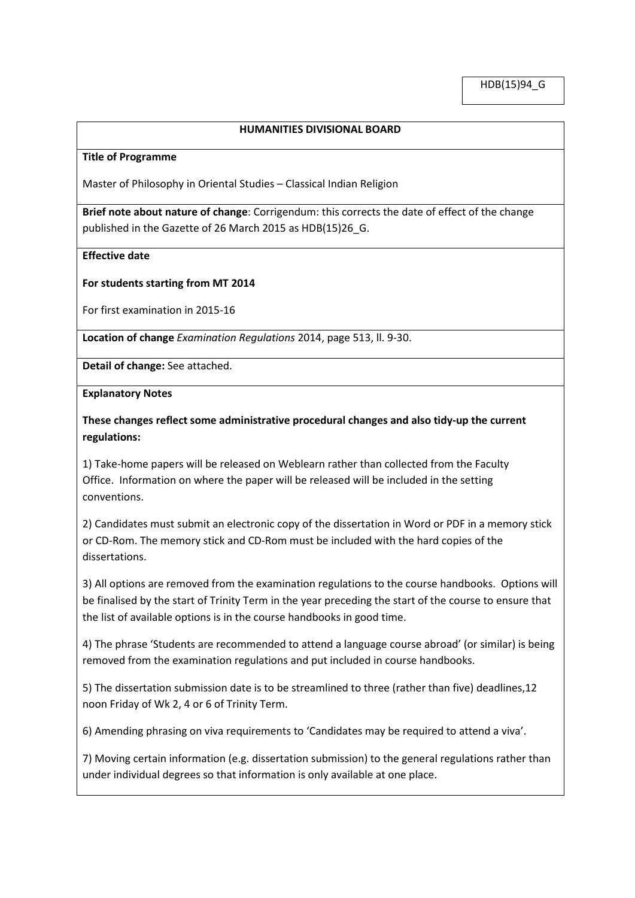HDB(15)94_G

## HUMANITIES DIVISIONAL BOARD

**Title of Programme**

Master of Philosophy in Oriental Studies – Classical Indian Religion

**Brief note about nature of change**: Corrigendum: this corrects the date of effect of the change published in the Gazette of 26 March 2015 as HDB(15)26_G.

**Effective date**

**For students starting from MT 2014**

For first examination in 2015-16

**Location of change** *Examination Regulations* 2014, page 513, ll. 9-30.

**Detail of change:** See attached.

**Explanatory Notes**

**These changes reflect some administrative procedural changes and also tidy-up the current regulations:**

1) Take-home papers will be released on Weblearn rather than collected from the Faculty Office. Information on where the paper will be released will be included in the setting conventions.

2) Candidates must submit an electronic copy of the dissertation in Word or PDF in a memory stick or CD-Rom. The memory stick and CD-Rom must be included with the hard copies of the dissertations.

3) All options are removed from the examination regulations to the course handbooks. Options will be finalised by the start of Trinity Term in the year preceding the start of the course to ensure that the list of available options is in the course handbooks in good time.

4) The phrase 'Students are recommended to attend a language course abroad' (or similar) is being removed from the examination regulations and put included in course handbooks.

5) The dissertation submission date is to be streamlined to three (rather than five) deadlines,12 noon Friday of Wk 2, 4 or 6 of Trinity Term.

6) Amending phrasing on viva requirements to 'Candidates may be required to attend a viva'.

7) Moving certain information (e.g. dissertation submission) to the general regulations rather than under individual degrees so that information is only available at one place.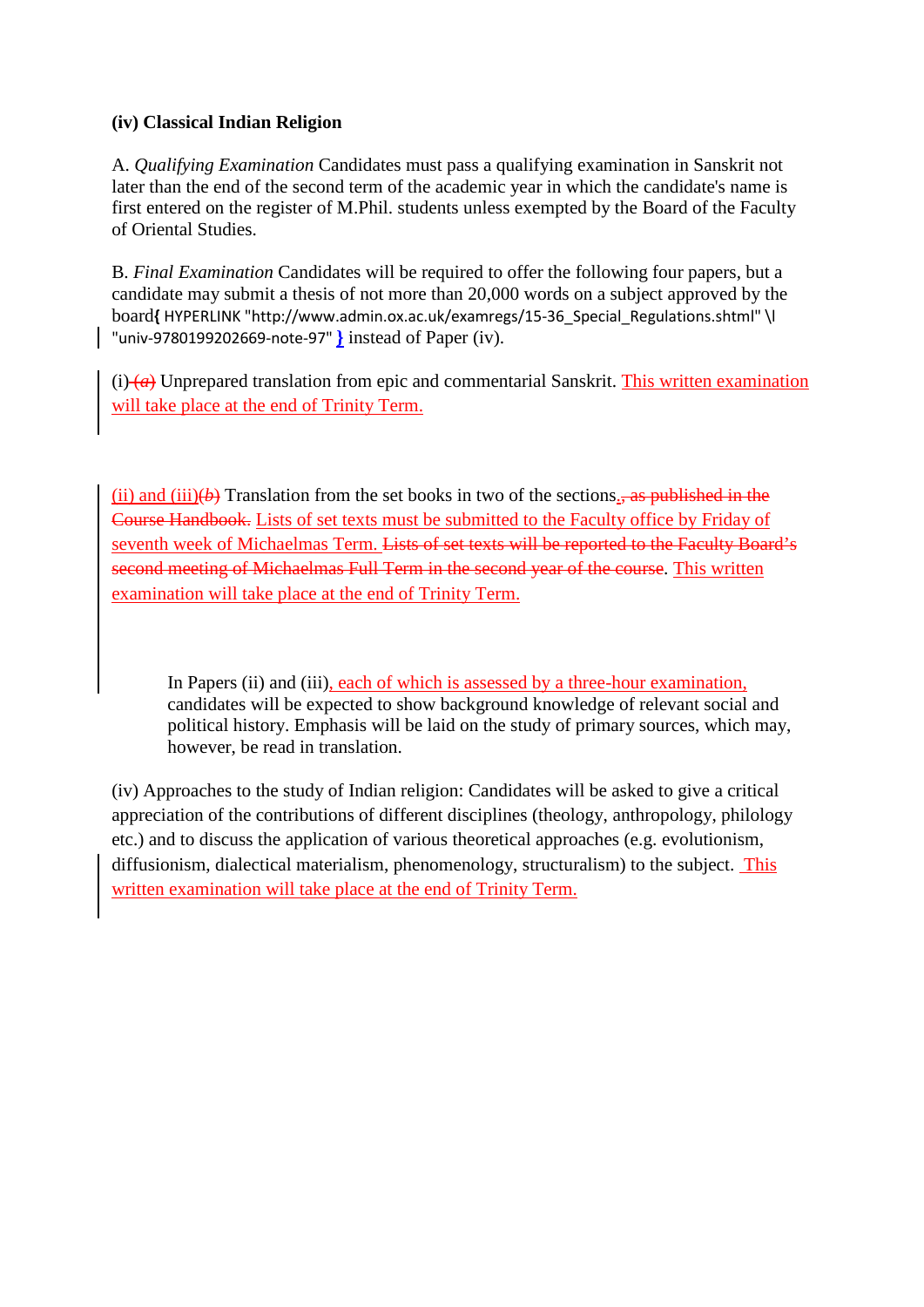**(iv) Classical Indian Religion**

A. *Qualifying Examination* Candidates must pass a qualifying examination in Sanskrit not later than the end of the second term of the academic year in which the candidate's name is first entered on the register of M.Phil. students unless exempted by the Board of the Faculty of Oriental Studies.

B. *Final Examination* Candidates will be required to offer the following four papers, but a candidate may submit a thesis of not more than 20,000 words on a subject approved by the board{ HYPERLINK "http://www.admin.ox.ac.uk/examregs/15-36_Special_Regulations.shtml" \l "univ-9780199202669-note-97" } instead of Paper (iv).

(i) ~~(*a*)~~ Unprepared translation from epic and commentarial Sanskrit. This written examination will take place at the end of Trinity Term.

(ii) and (iii)~~(*b*)~~ Translation from the set books in two of the sections.~~, as published in the Course Handbook.~~ Lists of set texts must be submitted to the Faculty office by Friday of seventh week of Michaelmas Term. ~~Lists of set texts will be reported to the Faculty Board's second meeting of Michaelmas Full Term in the second year of the course~~. This written examination will take place at the end of Trinity Term.

> In Papers (ii) and (iii), each of which is assessed by a three-hour examination, candidates will be expected to show background knowledge of relevant social and political history. Emphasis will be laid on the study of primary sources, which may, however, be read in translation.

(iv) Approaches to the study of Indian religion: Candidates will be asked to give a critical appreciation of the contributions of different disciplines (theology, anthropology, philology etc.) and to discuss the application of various theoretical approaches (e.g. evolutionism, diffusionism, dialectical materialism, phenomenology, structuralism) to the subject. This written examination will take place at the end of Trinity Term.